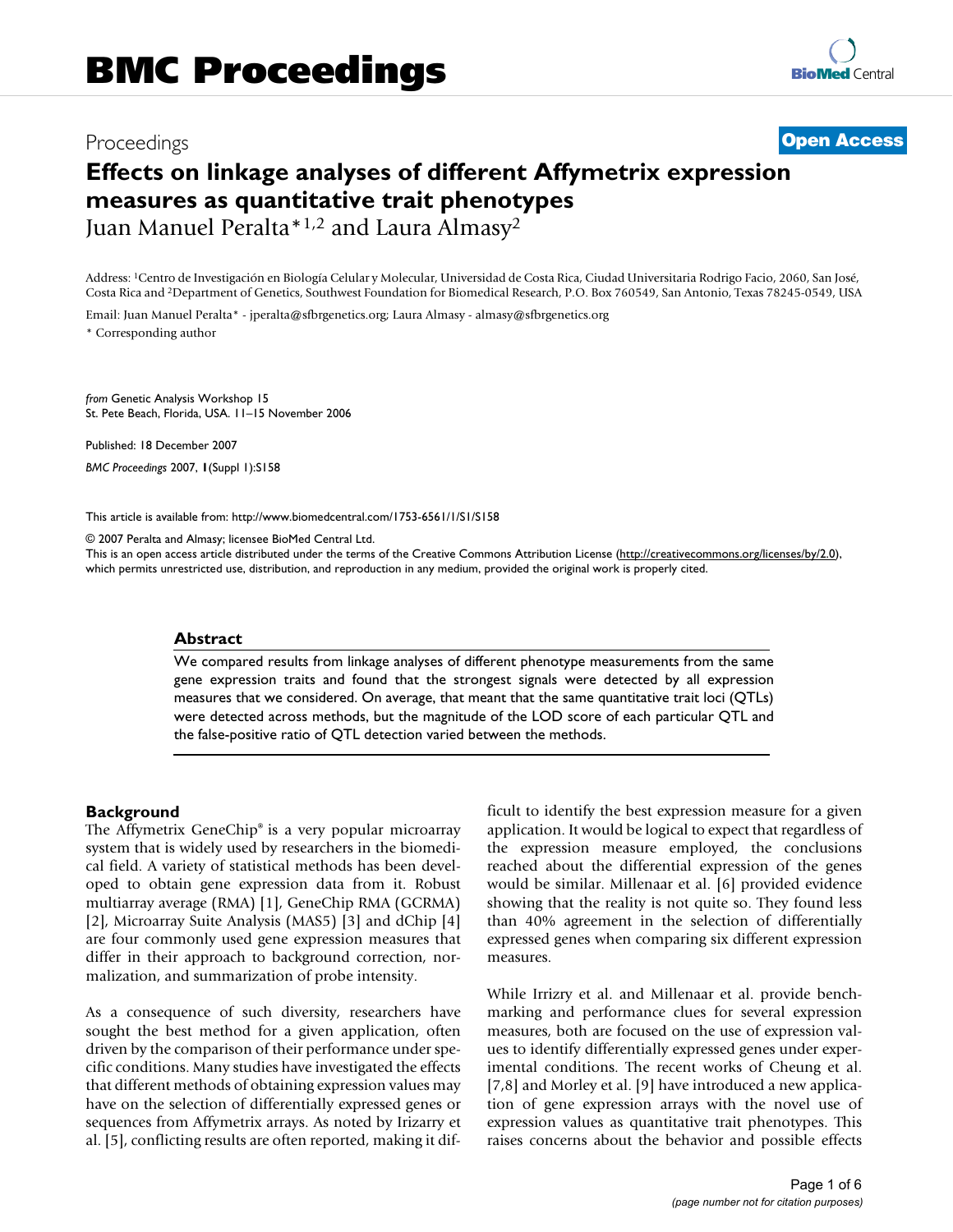Proceedings **Open Access**

# Effects on linkage analyses of different Affymetrix expression measures as quantitative trait phenotypes

Juan Manuel Peralta*[1,2] and Laura Almasy[2]

Address: [1]Centro de Investigación en Biología Celular y Molecular, Universidad de Costa Rica, Ciudad Universitaria Rodrigo Facio, 2060, San José, Costa Rica and [2]Department of Genetics, Southwest Foundation for Biomedical Research, P.O. Box 760549, San Antonio, Texas 78245-0549, USA

Email: Juan Manuel Peralta* - jperalta@sfbrgenetics.org; Laura Almasy - almasy@sfbrgenetics.org

* Corresponding author

*from* Genetic Analysis Workshop 15
St. Pete Beach, Florida, USA. 11–15 November 2006

Published: 18 December 2007

*BMC Proceedings* 2007, **1**(Suppl 1):S158

This article is available from: http://www.biomedcentral.com/1753-6561/1/S1/S158

© 2007 Peralta and Almasy; licensee BioMed Central Ltd.
This is an open access article distributed under the terms of the Creative Commons Attribution License (http://creativecommons.org/licenses/by/2.0), which permits unrestricted use, distribution, and reproduction in any medium, provided the original work is properly cited.

## Abstract

We compared results from linkage analyses of different phenotype measurements from the same gene expression traits and found that the strongest signals were detected by all expression measures that we considered. On average, that meant that the same quantitative trait loci (QTLs) were detected across methods, but the magnitude of the LOD score of each particular QTL and the false-positive ratio of QTL detection varied between the methods.

## Background

The Affymetrix GeneChip® is a very popular microarray system that is widely used by researchers in the biomedical field. A variety of statistical methods has been developed to obtain gene expression data from it. Robust multiarray average (RMA) [1], GeneChip RMA (GCRMA) [2], Microarray Suite Analysis (MAS5) [3] and dChip [4] are four commonly used gene expression measures that differ in their approach to background correction, normalization, and summarization of probe intensity.

As a consequence of such diversity, researchers have sought the best method for a given application, often driven by the comparison of their performance under specific conditions. Many studies have investigated the effects that different methods of obtaining expression values may have on the selection of differentially expressed genes or sequences from Affymetrix arrays. As noted by Irizarry et al. [5], conflicting results are often reported, making it difficult to identify the best expression measure for a given application. It would be logical to expect that regardless of the expression measure employed, the conclusions reached about the differential expression of the genes would be similar. Millenaar et al. [6] provided evidence showing that the reality is not quite so. They found less than 40% agreement in the selection of differentially expressed genes when comparing six different expression measures.

While Irrizry et al. and Millenaar et al. provide benchmarking and performance clues for several expression measures, both are focused on the use of expression values to identify differentially expressed genes under experimental conditions. The recent works of Cheung et al. [7,8] and Morley et al. [9] have introduced a new application of gene expression arrays with the novel use of expression values as quantitative trait phenotypes. This raises concerns about the behavior and possible effects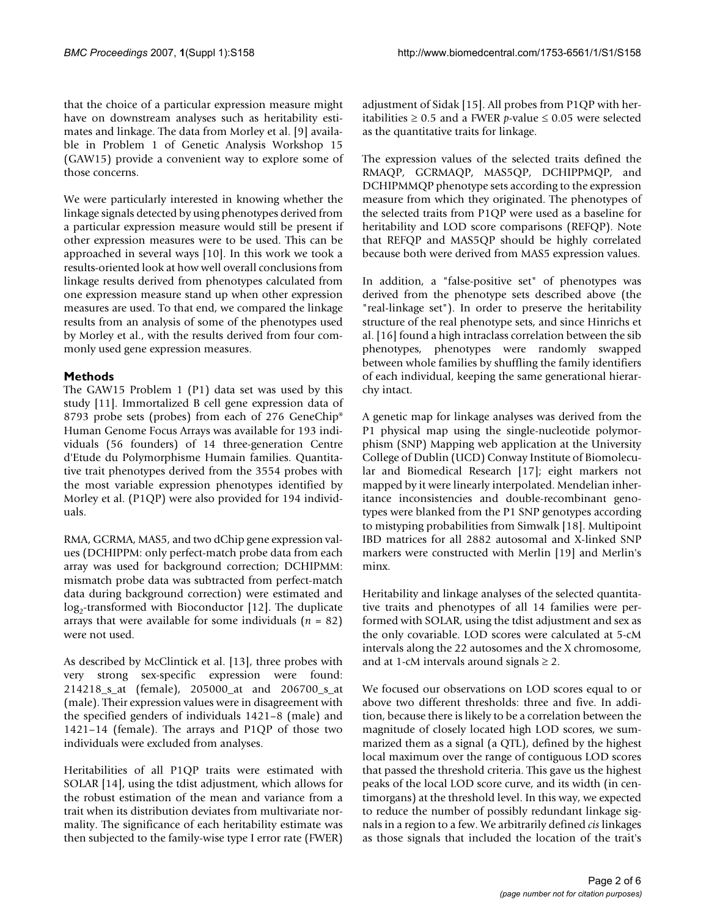that the choice of a particular expression measure might have on downstream analyses such as heritability estimates and linkage. The data from Morley et al. [9] available in Problem 1 of Genetic Analysis Workshop 15 (GAW15) provide a convenient way to explore some of those concerns.

We were particularly interested in knowing whether the linkage signals detected by using phenotypes derived from a particular expression measure would still be present if other expression measures were to be used. This can be approached in several ways [10]. In this work we took a results-oriented look at how well overall conclusions from linkage results derived from phenotypes calculated from one expression measure stand up when other expression measures are used. To that end, we compared the linkage results from an analysis of some of the phenotypes used by Morley et al., with the results derived from four commonly used gene expression measures.

## Methods

The GAW15 Problem 1 (P1) data set was used by this study [11]. Immortalized B cell gene expression data of 8793 probe sets (probes) from each of 276 GeneChip® Human Genome Focus Arrays was available for 193 individuals (56 founders) of 14 three-generation Centre d'Etude du Polymorphisme Humain families. Quantitative trait phenotypes derived from the 3554 probes with the most variable expression phenotypes identified by Morley et al. (P1QP) were also provided for 194 individuals.

RMA, GCRMA, MAS5, and two dChip gene expression values (DCHIPPM: only perfect-match probe data from each array was used for background correction; DCHIPMM: mismatch probe data was subtracted from perfect-match data during background correction) were estimated and $\log_2$-transformed with Bioconductor [12]. The duplicate arrays that were available for some individuals ($n$ = 82) were not used.

As described by McClintick et al. [13], three probes with very strong sex-specific expression were found: 214218_s_at (female), 205000_at and 206700_s_at (male). Their expression values were in disagreement with the specified genders of individuals 1421–8 (male) and 1421–14 (female). The arrays and P1QP of those two individuals were excluded from analyses.

Heritabilities of all P1QP traits were estimated with SOLAR [14], using the tdist adjustment, which allows for the robust estimation of the mean and variance from a trait when its distribution deviates from multivariate normality. The significance of each heritability estimate was then subjected to the family-wise type I error rate (FWER) adjustment of Sidak [15]. All probes from P1QP with heritabilities ≥ 0.5 and a FWER $p$-value ≤ 0.05 were selected as the quantitative traits for linkage.

The expression values of the selected traits defined the RMAQP, GCRMAQP, MAS5QP, DCHIPPMQP, and DCHIPMMQP phenotype sets according to the expression measure from which they originated. The phenotypes of the selected traits from P1QP were used as a baseline for heritability and LOD score comparisons (REFQP). Note that REFQP and MAS5QP should be highly correlated because both were derived from MAS5 expression values.

In addition, a "false-positive set" of phenotypes was derived from the phenotype sets described above (the "real-linkage set"). In order to preserve the heritability structure of the real phenotype sets, and since Hinrichs et al. [16] found a high intraclass correlation between the sib phenotypes, phenotypes were randomly swapped between whole families by shuffling the family identifiers of each individual, keeping the same generational hierarchy intact.

A genetic map for linkage analyses was derived from the P1 physical map using the single-nucleotide polymorphism (SNP) Mapping web application at the University College of Dublin (UCD) Conway Institute of Biomolecular and Biomedical Research [17]; eight markers not mapped by it were linearly interpolated. Mendelian inheritance inconsistencies and double-recombinant genotypes were blanked from the P1 SNP genotypes according to mistyping probabilities from Simwalk [18]. Multipoint IBD matrices for all 2882 autosomal and X-linked SNP markers were constructed with Merlin [19] and Merlin's minx.

Heritability and linkage analyses of the selected quantitative traits and phenotypes of all 14 families were performed with SOLAR, using the tdist adjustment and sex as the only covariable. LOD scores were calculated at 5-cM intervals along the 22 autosomes and the X chromosome, and at 1-cM intervals around signals ≥ 2.

We focused our observations on LOD scores equal to or above two different thresholds: three and five. In addition, because there is likely to be a correlation between the magnitude of closely located high LOD scores, we summarized them as a signal (a QTL), defined by the highest local maximum over the range of contiguous LOD scores that passed the threshold criteria. This gave us the highest peaks of the local LOD score curve, and its width (in centimorgans) at the threshold level. In this way, we expected to reduce the number of possibly redundant linkage signals in a region to a few. We arbitrarily defined *cis* linkages as those signals that included the location of the trait's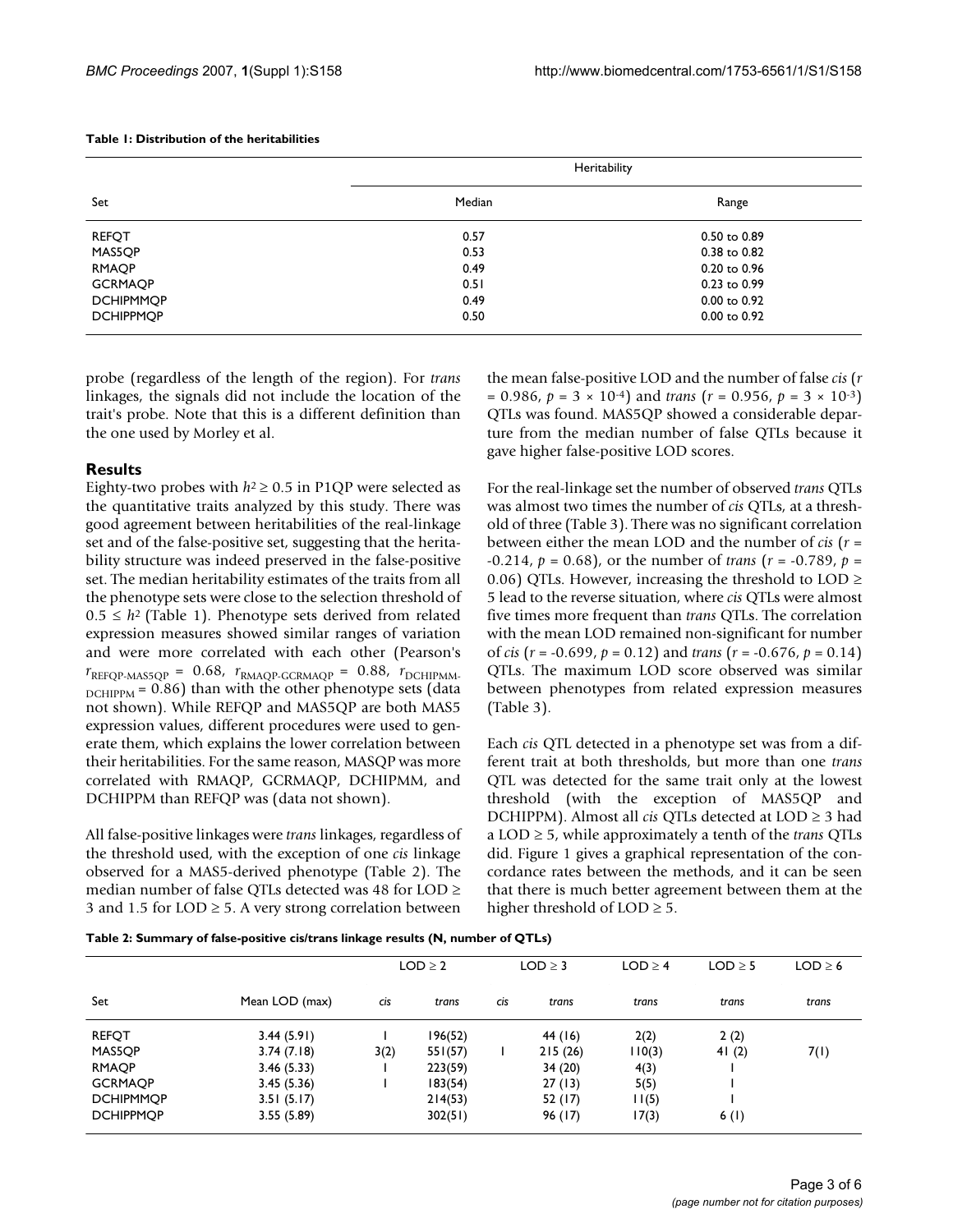**Table 1: Distribution of the heritabilities**

| Set | Heritability | |
|---|---|---|
| | Median | Range |
| REFQT | 0.57 | 0.50 to 0.89 |
| MAS5QP | 0.53 | 0.38 to 0.82 |
| RMAQP | 0.49 | 0.20 to 0.96 |
| GCRMAQP | 0.51 | 0.23 to 0.99 |
| DCHIPMMQP | 0.49 | 0.00 to 0.92 |
| DCHIPPMQP | 0.50 | 0.00 to 0.92 |

probe (regardless of the length of the region). For *trans* linkages, the signals did not include the location of the trait's probe. Note that this is a different definition than the one used by Morley et al.

## Results

Eighty-two probes with $h^2 \geq 0.5$ in P1QP were selected as the quantitative traits analyzed by this study. There was good agreement between heritabilities of the real-linkage set and of the false-positive set, suggesting that the heritability structure was indeed preserved in the false-positive set. The median heritability estimates of the traits from all the phenotype sets were close to the selection threshold of $0.5 \leq h^2$ (Table 1). Phenotype sets derived from related expression measures showed similar ranges of variation and were more correlated with each other (Pearson's $r_{\text{REFQP-MAS5QP}} = 0.68$, $r_{\text{RMAQP-GCRMAQP}} = 0.88$, $r_{\text{DCHIPMM-DCHIPPM}} = 0.86$) than with the other phenotype sets (data not shown). While REFQP and MAS5QP are both MAS5 expression values, different procedures were used to generate them, which explains the lower correlation between their heritabilities. For the same reason, MASQP was more correlated with RMAQP, GCRMAQP, DCHIPMM, and DCHIPPM than REFQP was (data not shown).

All false-positive linkages were *trans* linkages, regardless of the threshold used, with the exception of one *cis* linkage observed for a MAS5-derived phenotype (Table 2). The median number of false QTLs detected was 48 for LOD ≥ 3 and 1.5 for LOD ≥ 5. A very strong correlation between the mean false-positive LOD and the number of false *cis* ($r = 0.986$, $p = 3 \times 10^{-4}$) and *trans* ($r = 0.956$, $p = 3 \times 10^{-3}$) QTLs was found. MAS5QP showed a considerable departure from the median number of false QTLs because it gave higher false-positive LOD scores.

For the real-linkage set the number of observed *trans* QTLs was almost two times the number of *cis* QTLs, at a threshold of three (Table 3). There was no significant correlation between either the mean LOD and the number of *cis* ($r = -0.214$, $p = 0.68$), or the number of *trans* ($r = -0.789$, $p = 0.06$) QTLs. However, increasing the threshold to LOD ≥ 5 lead to the reverse situation, where *cis* QTLs were almost five times more frequent than *trans* QTLs. The correlation with the mean LOD remained non-significant for number of *cis* ($r = -0.699$, $p = 0.12$) and *trans* ($r = -0.676$, $p = 0.14$) QTLs. The maximum LOD score observed was similar between phenotypes from related expression measures (Table 3).

Each *cis* QTL detected in a phenotype set was from a different trait at both thresholds, but more than one *trans* QTL was detected for the same trait only at the lowest threshold (with the exception of MAS5QP and DCHIPPM). Almost all *cis* QTLs detected at LOD ≥ 3 had a LOD ≥ 5, while approximately a tenth of the *trans* QTLs did. Figure 1 gives a graphical representation of the concordance rates between the methods, and it can be seen that there is much better agreement between them at the higher threshold of LOD ≥ 5.

**Table 2: Summary of false-positive cis/trans linkage results (N, number of QTLs)**

| Set | Mean LOD (max) | LOD ≥ 2 | | LOD ≥ 3 | | LOD ≥ 4 | LOD ≥ 5 | LOD ≥ 6 |
|---|---|---|---|---|---|---|---|---|
| | | *cis* | *trans* | *cis* | *trans* | *trans* | *trans* | *trans* |
| REFQT | 3.44 (5.91) | 1 | 196(52) | | 44 (16) | 2(2) | 2 (2) | |
| MAS5QP | 3.74 (7.18) | 3(2) | 551(57) | 1 | 215 (26) | 110(3) | 41 (2) | 7(1) |
| RMAQP | 3.46 (5.33) | 1 | 223(59) | | 34 (20) | 4(3) | 1 | |
| GCRMAQP | 3.45 (5.36) | 1 | 183(54) | | 27 (13) | 5(5) | 1 | |
| DCHIPMMQP | 3.51 (5.17) | | 214(53) | | 52 (17) | 11(5) | 1 | |
| DCHIPPMQP | 3.55 (5.89) | | 302(51) | | 96 (17) | 17(3) | 6 (1) | |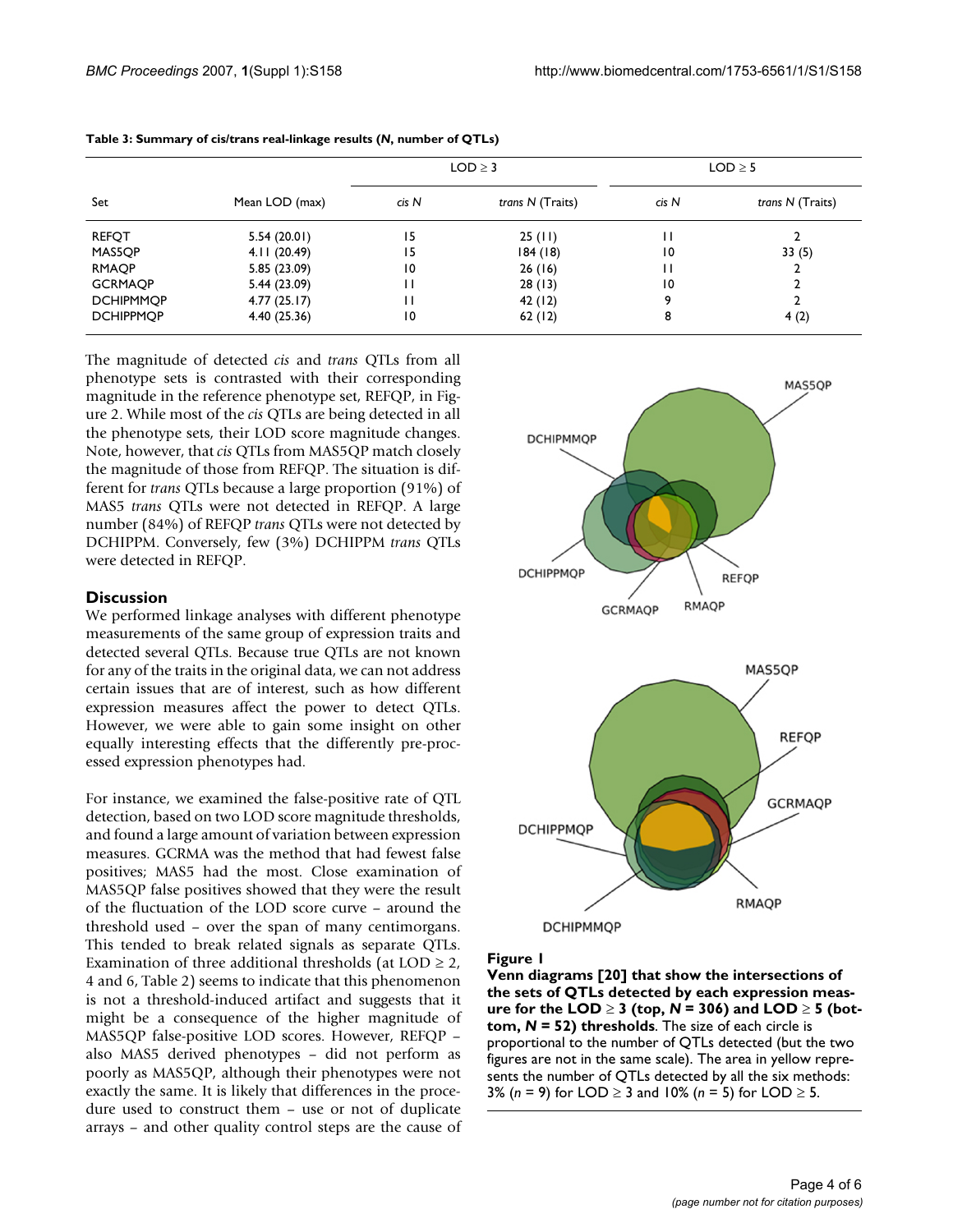**Table 3: Summary of cis/trans real-linkage results (*N*, number of QTLs)**

| Set | Mean LOD (max) | LOD ≥ 3 | | LOD ≥ 5 | |
|---|---|---|---|---|---|
| | | *cis N* | *trans N* (Traits) | *cis N* | *trans N* (Traits) |
| REFQT | 5.54 (20.01) | 15 | 25 (11) | 11 | 2 |
| MAS5QP | 4.11 (20.49) | 15 | 184 (18) | 10 | 33 (5) |
| RMAQP | 5.85 (23.09) | 10 | 26 (16) | 11 | 2 |
| GCRMAQP | 5.44 (23.09) | 11 | 28 (13) | 10 | 2 |
| DCHIPMMQP | 4.77 (25.17) | 11 | 42 (12) | 9 | 2 |
| DCHIPPMQP | 4.40 (25.36) | 10 | 62 (12) | 8 | 4 (2) |

The magnitude of detected *cis* and *trans* QTLs from all phenotype sets is contrasted with their corresponding magnitude in the reference phenotype set, REFQP, in Figure 2. While most of the *cis* QTLs are being detected in all the phenotype sets, their LOD score magnitude changes. Note, however, that *cis* QTLs from MAS5QP match closely the magnitude of those from REFQP. The situation is different for *trans* QTLs because a large proportion (91%) of MAS5 *trans* QTLs were not detected in REFQP. A large number (84%) of REFQP *trans* QTLs were not detected by DCHIPPM. Conversely, few (3%) DCHIPPM *trans* QTLs were detected in REFQP.

**Figure 1**
**Venn diagrams [20] that show the intersections of the sets of QTLs detected by each expression measure for the LOD ≥ 3 (top, *N* = 306) and LOD ≥ 5 (bottom, *N* = 52) thresholds**. The size of each circle is proportional to the number of QTLs detected (but the two figures are not in the same scale). The area in yellow represents the number of QTLs detected by all the six methods: 3% (*n* = 9) for LOD ≥ 3 and 10% (*n* = 5) for LOD ≥ 5.

## Discussion

We performed linkage analyses with different phenotype measurements of the same group of expression traits and detected several QTLs. Because true QTLs are not known for any of the traits in the original data, we can not address certain issues that are of interest, such as how different expression measures affect the power to detect QTLs. However, we were able to gain some insight on other equally interesting effects that the differently pre-processed expression phenotypes had.

For instance, we examined the false-positive rate of QTL detection, based on two LOD score magnitude thresholds, and found a large amount of variation between expression measures. GCRMA was the method that had fewest false positives; MAS5 had the most. Close examination of MAS5QP false positives showed that they were the result of the fluctuation of the LOD score curve – around the threshold used – over the span of many centimorgans. This tended to break related signals as separate QTLs. Examination of three additional thresholds (at LOD ≥ 2, 4 and 6, Table 2) seems to indicate that this phenomenon is not a threshold-induced artifact and suggests that it might be a consequence of the higher magnitude of MAS5QP false-positive LOD scores. However, REFQP – also MAS5 derived phenotypes – did not perform as poorly as MAS5QP, although their phenotypes were not exactly the same. It is likely that differences in the procedure used to construct them – use or not of duplicate arrays – and other quality control steps are the cause of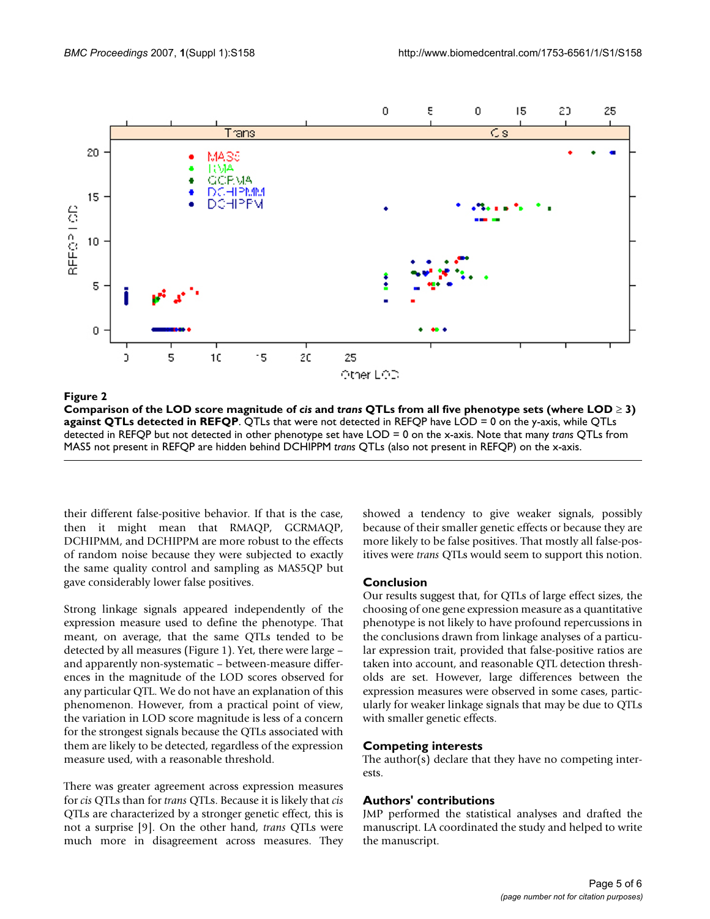**Figure 2**

**Comparison of the LOD score magnitude of *cis* and *trans* QTLs from all five phenotype sets (where LOD ≥ 3) against QTLs detected in REFQP**. QTLs that were not detected in REFQP have LOD = 0 on the y-axis, while QTLs detected in REFQP but not detected in other phenotype set have LOD = 0 on the x-axis. Note that many *trans* QTLs from MAS5 not present in REFQP are hidden behind DCHIPPM *trans* QTLs (also not present in REFQP) on the x-axis.

their different false-positive behavior. If that is the case, then it might mean that RMAQP, GCRMAQP, DCHIPMM, and DCHIPPM are more robust to the effects of random noise because they were subjected to exactly the same quality control and sampling as MAS5QP but gave considerably lower false positives.

Strong linkage signals appeared independently of the expression measure used to define the phenotype. That meant, on average, that the same QTLs tended to be detected by all measures (Figure 1). Yet, there were large – and apparently non-systematic – between-measure differences in the magnitude of the LOD scores observed for any particular QTL. We do not have an explanation of this phenomenon. However, from a practical point of view, the variation in LOD score magnitude is less of a concern for the strongest signals because the QTLs associated with them are likely to be detected, regardless of the expression measure used, with a reasonable threshold.

There was greater agreement across expression measures for *cis* QTLs than for *trans* QTLs. Because it is likely that *cis* QTLs are characterized by a stronger genetic effect, this is not a surprise [9]. On the other hand, *trans* QTLs were much more in disagreement across measures. They showed a tendency to give weaker signals, possibly because of their smaller genetic effects or because they are more likely to be false positives. That mostly all false-positives were *trans* QTLs would seem to support this notion.

## Conclusion

Our results suggest that, for QTLs of large effect sizes, the choosing of one gene expression measure as a quantitative phenotype is not likely to have profound repercussions in the conclusions drawn from linkage analyses of a particular expression trait, provided that false-positive ratios are taken into account, and reasonable QTL detection thresholds are set. However, large differences between the expression measures were observed in some cases, particularly for weaker linkage signals that may be due to QTLs with smaller genetic effects.

## Competing interests

The author(s) declare that they have no competing interests.

## Authors' contributions

JMP performed the statistical analyses and drafted the manuscript. LA coordinated the study and helped to write the manuscript.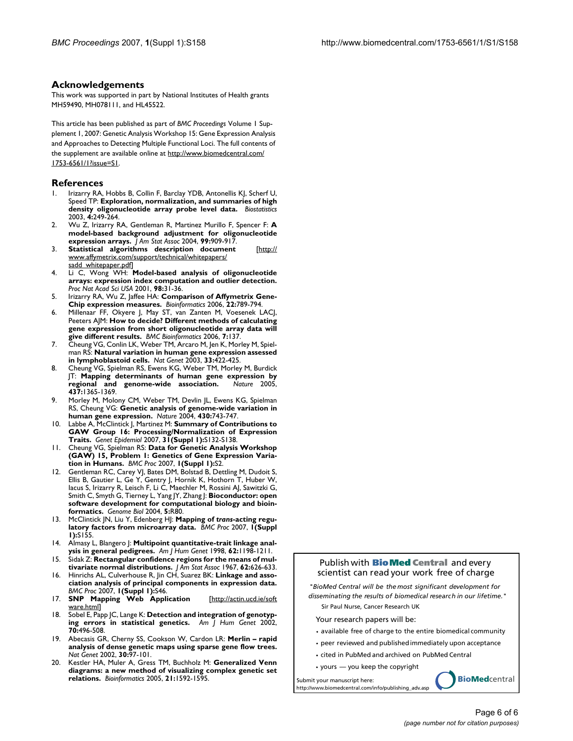## Acknowledgements

This work was supported in part by National Institutes of Health grants MH59490, MH078111, and HL45522.

This article has been published as part of *BMC Proceedings* Volume 1 Supplement 1, 2007: Genetic Analysis Workshop 15: Gene Expression Analysis and Approaches to Detecting Multiple Functional Loci. The full contents of the supplement are available online at http://www.biomedcentral.com/1753-6561/1?issue=S1.

## References

1. Irizarry RA, Hobbs B, Collin F, Barclay YDB, Antonellis KJ, Scherf U, Speed TP: **Exploration, normalization, and summaries of high density oligonucleotide array probe level data.** *Biostatistics* 2003, **4:**249-264.
2. Wu Z, Irizarry RA, Gentleman R, Martinez Murillo F, Spencer F: **A model-based background adjustment for oligonucleotide expression arrays.** *J Am Stat Assoc* 2004, **99:**909-917.
3. **Statistical algorithms description document** [http://www.affymetrix.com/support/technical/whitepapers/sadd_whitepaper.pdf]
4. Li C, Wong WH: **Model-based analysis of oligonucleotide arrays: expression index computation and outlier detection.** *Proc Nat Acad Sci USA* 2001, **98:**31-36.
5. Irizarry RA, Wu Z, Jaffee HA: **Comparison of Affymetrix GeneChip expression measures.** *Bioinformatics* 2006, **22:**789-794.
6. Millenaar FF, Okyere J, May ST, van Zanten M, Voesenek LACJ, Peeters AJM: **How to decide? Different methods of calculating gene expression from short oligonucleotide array data will give different results.** *BMC Bioinformatics* 2006, **7:**137.
7. Cheung VG, Conlin LK, Weber TM, Arcaro M, Jen K, Morley M, Spielman RS: **Natural variation in human gene expression assessed in lymphoblastoid cells.** *Nat Genet* 2003, **33:**422-425.
8. Cheung VG, Spielman RS, Ewens KG, Weber TM, Morley M, Burdick JT: **Mapping determinants of human gene expression by regional and genome-wide association.** *Nature* 2005, **437:**1365-1369.
9. Morley M, Molony CM, Weber TM, Devlin JL, Ewens KG, Spielman RS, Cheung VG: **Genetic analysis of genome-wide variation in human gene expression.** *Nature* 2004, **430:**743-747.
10. Labbe A, McClintick J, Martinez M: **Summary of Contributions to GAW Group 16: Processing/Normalization of Expression Traits.** *Genet Epidemiol* 2007, **31(Suppl 1):**S132-S138.
11. Cheung VG, Spielman RS: **Data for Genetic Analysis Workshop (GAW) 15, Problem 1: Genetics of Gene Expression Variation in Humans.** *BMC Proc* 2007, **1(Suppl 1):**S2.
12. Gentleman RC, Carey VJ, Bates DM, Bolstad B, Dettling M, Dudoit S, Ellis B, Gautier L, Ge Y, Gentry J, Hornik K, Hothorn T, Huber W, Iacus S, Irizarry R, Leisch F, Li C, Maechler M, Rossini AJ, Sawitzki G, Smith C, Smyth G, Tierney L, Yang JY, Zhang J: **Bioconductor: open software development for computational biology and bioinformatics.** *Genome Biol* 2004, **5:**R80.
13. McClintick JN, Liu Y, Edenberg HJ: **Mapping of *trans*-acting regulatory factors from microarray data.** *BMC Proc* 2007, **1(Suppl 1):**S155.
14. Almasy L, Blangero J: **Multipoint quantitative-trait linkage analysis in general pedigrees.** *Am J Hum Genet* 1998, **62:**1198-1211.
15. Sidak Z: **Rectangular confidence regions for the means of multivariate normal distributions.** *J Am Stat Assoc* 1967, **62:**626-633.
16. Hinrichs AL, Culverhouse R, Jin CH, Suarez BK: **Linkage and association analysis of principal components in expression data.** *BMC Proc* 2007, **1(Suppl 1):**S46.
17. **SNP Mapping Web Application** [http://actin.ucd.ie/software.html]
18. Sobel E, Papp JC, Lange K: **Detection and integration of genotyping errors in statistical genetics.** *Am J Hum Genet* 2002, **70:**496-508.
19. Abecasis GR, Cherny SS, Cookson W, Cardon LR: **Merlin – rapid analysis of dense genetic maps using sparse gene flow trees.** *Nat Genet* 2002, **30:**97-101.
20. Kestler HA, Muler A, Gress TM, Buchholz M: **Generalized Venn diagrams: a new method of visualizing complex genetic set relations.** *Bioinformatics* 2005, **21:**1592-1595.

Publish with **BioMed Central** and every scientist can read your work free of charge

*"BioMed Central will be the most significant development for disseminating the results of biomedical research in our lifetime."*
Sir Paul Nurse, Cancer Research UK

Your research papers will be:

- available free of charge to the entire biomedical community
- peer reviewed and published immediately upon acceptance
- cited in PubMed and archived on PubMed Central
- yours — you keep the copyright

Submit your manuscript here:
http://www.biomedcentral.com/info/publishing_adv.asp

BioMedcentral